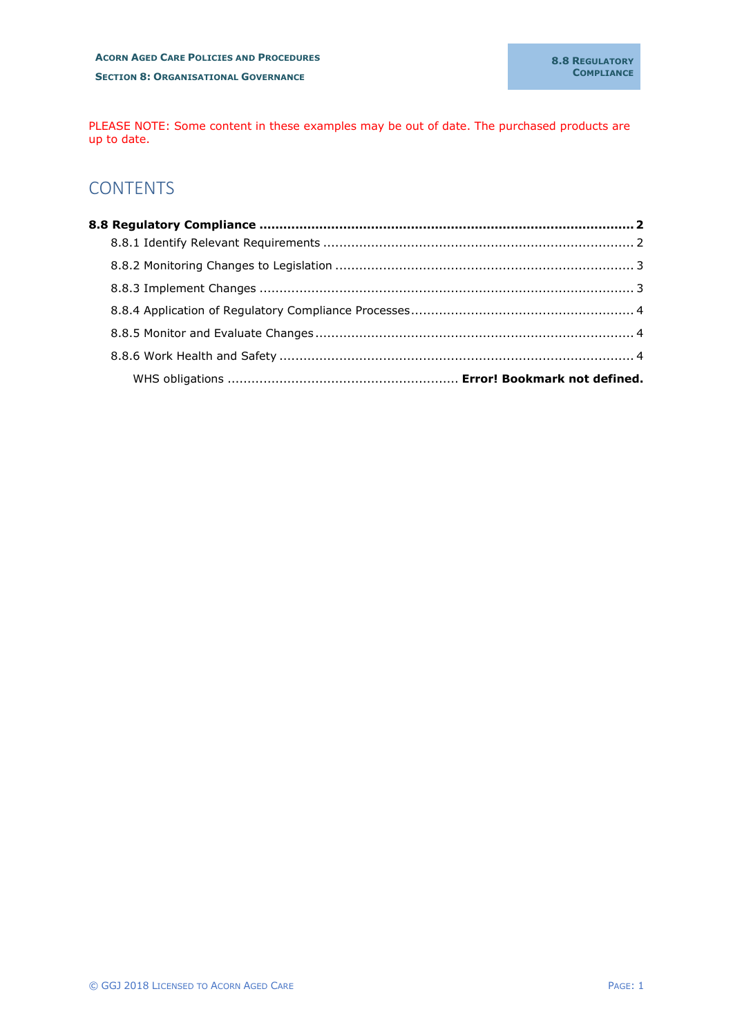PLEASE NOTE: Some content in these examples may be out of date. The purchased products are up to date.

# CONTENTS

**8.8 Regulatory Compliance ........................................................................................ 2**

8.8.1 Identify Relevant Requirements ........................................................................ 2

8.8.2 Monitoring Changes to Legislation ..................................................................... 3

8.8.3 Implement Changes ........................................................................................ 3

8.8.4 Application of Regulatory Compliance Processes .................................................. 4

8.8.5 Monitor and Evaluate Changes .......................................................................... 4

8.8.6 Work Health and Safety ................................................................................... 4

WHS obligations ......................................................... **Error! Bookmark not defined.**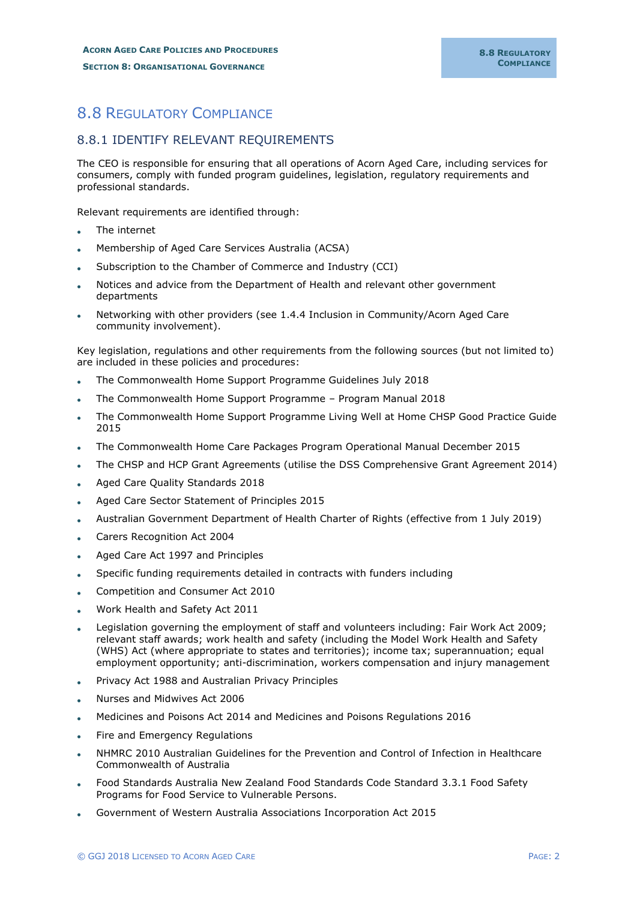# 8.8 Regulatory Compliance

## 8.8.1 IDENTIFY RELEVANT REQUIREMENTS

The CEO is responsible for ensuring that all operations of Acorn Aged Care, including services for consumers, comply with funded program guidelines, legislation, regulatory requirements and professional standards.

Relevant requirements are identified through:

- The internet
- Membership of Aged Care Services Australia (ACSA)
- Subscription to the Chamber of Commerce and Industry (CCI)
- Notices and advice from the Department of Health and relevant other government departments
- Networking with other providers (see 1.4.4 Inclusion in Community/Acorn Aged Care community involvement).

Key legislation, regulations and other requirements from the following sources (but not limited to) are included in these policies and procedures:

- The Commonwealth Home Support Programme Guidelines July 2018
- The Commonwealth Home Support Programme – Program Manual 2018
- The Commonwealth Home Support Programme Living Well at Home CHSP Good Practice Guide 2015
- The Commonwealth Home Care Packages Program Operational Manual December 2015
- The CHSP and HCP Grant Agreements (utilise the DSS Comprehensive Grant Agreement 2014)
- Aged Care Quality Standards 2018
- Aged Care Sector Statement of Principles 2015
- Australian Government Department of Health Charter of Rights (effective from 1 July 2019)
- Carers Recognition Act 2004
- Aged Care Act 1997 and Principles
- Specific funding requirements detailed in contracts with funders including
- Competition and Consumer Act 2010
- Work Health and Safety Act 2011
- Legislation governing the employment of staff and volunteers including: Fair Work Act 2009; relevant staff awards; work health and safety (including the Model Work Health and Safety (WHS) Act (where appropriate to states and territories); income tax; superannuation; equal employment opportunity; anti-discrimination, workers compensation and injury management
- Privacy Act 1988 and Australian Privacy Principles
- Nurses and Midwives Act 2006
- Medicines and Poisons Act 2014 and Medicines and Poisons Regulations 2016
- Fire and Emergency Regulations
- NHMRC 2010 Australian Guidelines for the Prevention and Control of Infection in Healthcare Commonwealth of Australia
- Food Standards Australia New Zealand Food Standards Code Standard 3.3.1 Food Safety Programs for Food Service to Vulnerable Persons.
- Government of Western Australia Associations Incorporation Act 2015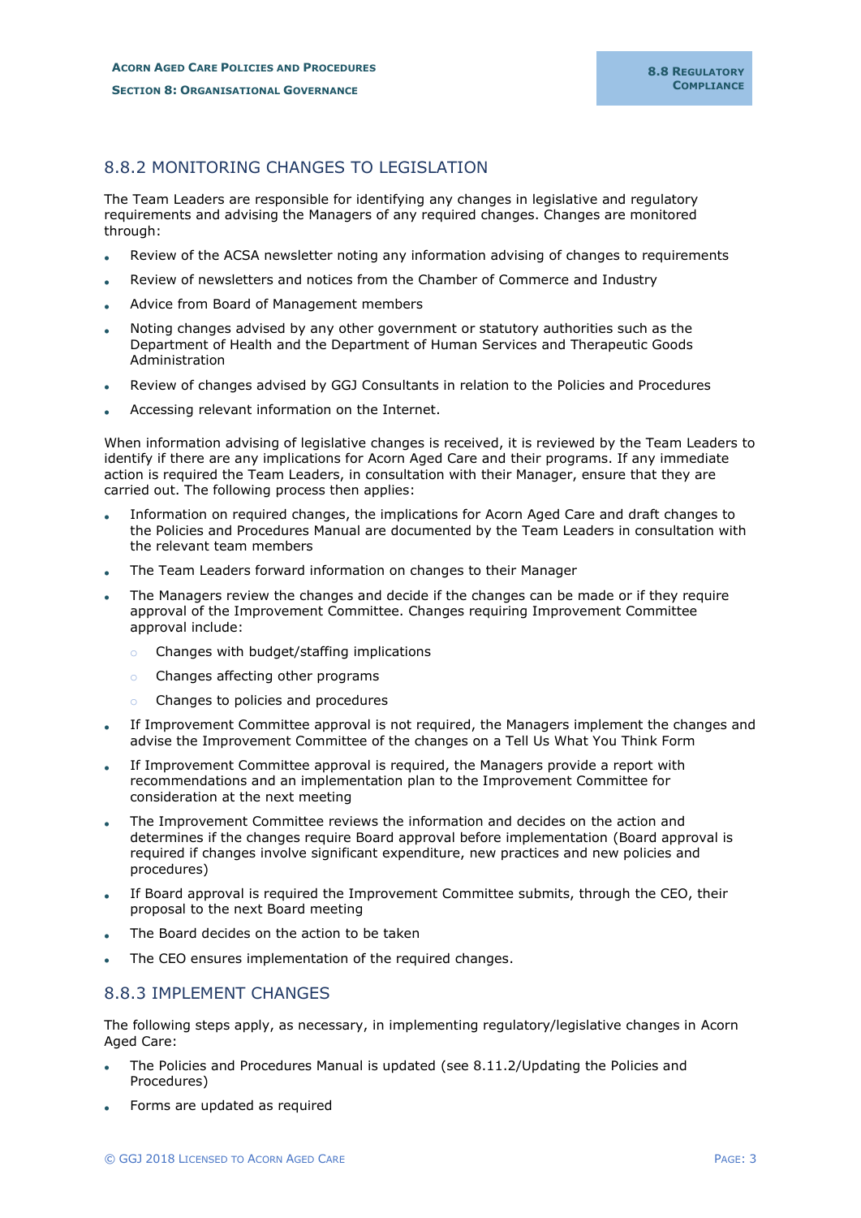## 8.8.2 MONITORING CHANGES TO LEGISLATION

The Team Leaders are responsible for identifying any changes in legislative and regulatory requirements and advising the Managers of any required changes. Changes are monitored through:

- Review of the ACSA newsletter noting any information advising of changes to requirements
- Review of newsletters and notices from the Chamber of Commerce and Industry
- Advice from Board of Management members
- Noting changes advised by any other government or statutory authorities such as the Department of Health and the Department of Human Services and Therapeutic Goods Administration
- Review of changes advised by GGJ Consultants in relation to the Policies and Procedures
- Accessing relevant information on the Internet.

When information advising of legislative changes is received, it is reviewed by the Team Leaders to identify if there are any implications for Acorn Aged Care and their programs. If any immediate action is required the Team Leaders, in consultation with their Manager, ensure that they are carried out. The following process then applies:

- Information on required changes, the implications for Acorn Aged Care and draft changes to the Policies and Procedures Manual are documented by the Team Leaders in consultation with the relevant team members
- The Team Leaders forward information on changes to their Manager
- The Managers review the changes and decide if the changes can be made or if they require approval of the Improvement Committee. Changes requiring Improvement Committee approval include:
  - Changes with budget/staffing implications
  - Changes affecting other programs
  - Changes to policies and procedures
- If Improvement Committee approval is not required, the Managers implement the changes and advise the Improvement Committee of the changes on a Tell Us What You Think Form
- If Improvement Committee approval is required, the Managers provide a report with recommendations and an implementation plan to the Improvement Committee for consideration at the next meeting
- The Improvement Committee reviews the information and decides on the action and determines if the changes require Board approval before implementation (Board approval is required if changes involve significant expenditure, new practices and new policies and procedures)
- If Board approval is required the Improvement Committee submits, through the CEO, their proposal to the next Board meeting
- The Board decides on the action to be taken
- The CEO ensures implementation of the required changes.

## 8.8.3 IMPLEMENT CHANGES

The following steps apply, as necessary, in implementing regulatory/legislative changes in Acorn Aged Care:

- The Policies and Procedures Manual is updated (see 8.11.2/Updating the Policies and Procedures)
- Forms are updated as required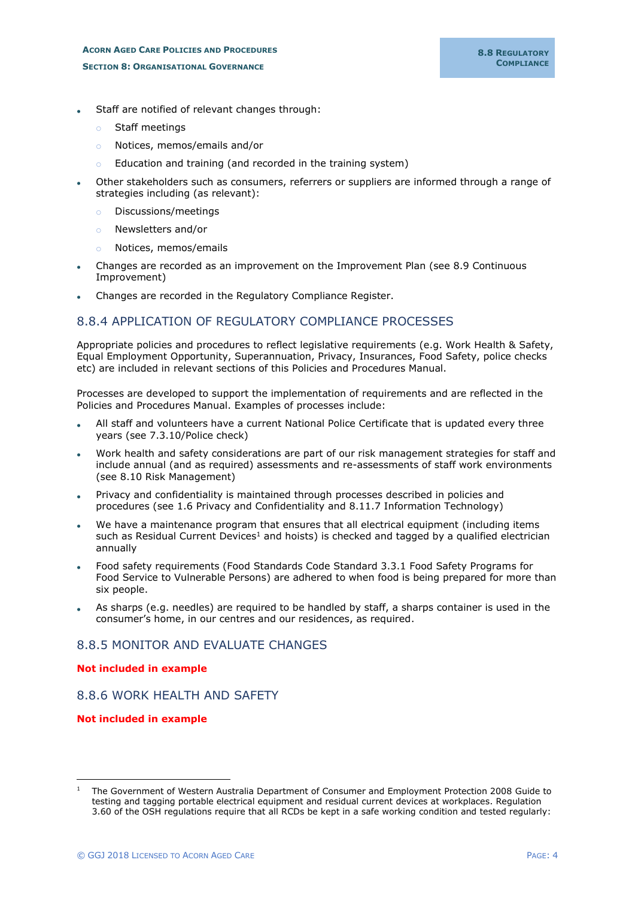- Staff are notified of relevant changes through:
    - Staff meetings
    - Notices, memos/emails and/or
    - Education and training (and recorded in the training system)
- Other stakeholders such as consumers, referrers or suppliers are informed through a range of strategies including (as relevant):
    - Discussions/meetings
    - Newsletters and/or
    - Notices, memos/emails
- Changes are recorded as an improvement on the Improvement Plan (see 8.9 Continuous Improvement)
- Changes are recorded in the Regulatory Compliance Register.

## 8.8.4 APPLICATION OF REGULATORY COMPLIANCE PROCESSES

Appropriate policies and procedures to reflect legislative requirements (e.g. Work Health & Safety, Equal Employment Opportunity, Superannuation, Privacy, Insurances, Food Safety, police checks etc) are included in relevant sections of this Policies and Procedures Manual.

Processes are developed to support the implementation of requirements and are reflected in the Policies and Procedures Manual. Examples of processes include:

- All staff and volunteers have a current National Police Certificate that is updated every three years (see 7.3.10/Police check)
- Work health and safety considerations are part of our risk management strategies for staff and include annual (and as required) assessments and re-assessments of staff work environments (see 8.10 Risk Management)
- Privacy and confidentiality is maintained through processes described in policies and procedures (see 1.6 Privacy and Confidentiality and 8.11.7 Information Technology)
- We have a maintenance program that ensures that all electrical equipment (including items such as Residual Current Devices[1] and hoists) is checked and tagged by a qualified electrician annually
- Food safety requirements (Food Standards Code Standard 3.3.1 Food Safety Programs for Food Service to Vulnerable Persons) are adhered to when food is being prepared for more than six people.
- As sharps (e.g. needles) are required to be handled by staff, a sharps container is used in the consumer's home, in our centres and our residences, as required.

## 8.8.5 MONITOR AND EVALUATE CHANGES

**Not included in example**

## 8.8.6 WORK HEALTH AND SAFETY

**Not included in example**

---

[1] The Government of Western Australia Department of Consumer and Employment Protection 2008 Guide to testing and tagging portable electrical equipment and residual current devices at workplaces. Regulation 3.60 of the OSH regulations require that all RCDs be kept in a safe working condition and tested regularly: